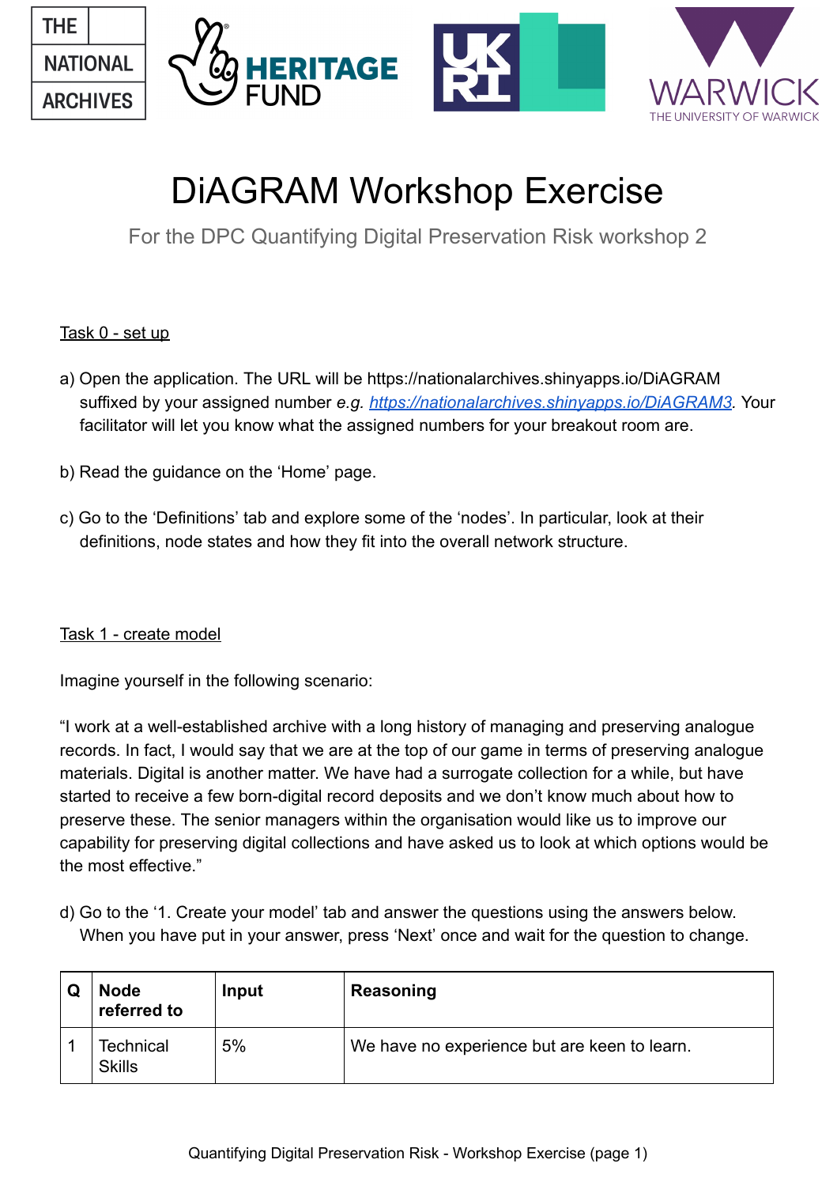# DiAGRAM Workshop Exercise

For the DPC Quantifying Digital Preservation Risk workshop 2

Task 0 - set up

a) Open the application. The URL will be https://nationalarchives.shinyapps.io/DiAGRAM suffixed by your assigned number *e.g.* https://nationalarchives.shinyapps.io/DiAGRAM3. Your facilitator will let you know what the assigned numbers for your breakout room are.

b) Read the guidance on the 'Home' page.

c) Go to the 'Definitions' tab and explore some of the 'nodes'. In particular, look at their definitions, node states and how they fit into the overall network structure.

Task 1 - create model

Imagine yourself in the following scenario:

"I work at a well-established archive with a long history of managing and preserving analogue records. In fact, I would say that we are at the top of our game in terms of preserving analogue materials. Digital is another matter. We have had a surrogate collection for a while, but have started to receive a few born-digital record deposits and we don't know much about how to preserve these. The senior managers within the organisation would like us to improve our capability for preserving digital collections and have asked us to look at which options would be the most effective."

d) Go to the '1. Create your model' tab and answer the questions using the answers below. When you have put in your answer, press 'Next' once and wait for the question to change.

| Q | Node referred to | Input | Reasoning |
|---|---|---|---|
| 1 | Technical Skills | 5% | We have no experience but are keen to learn. |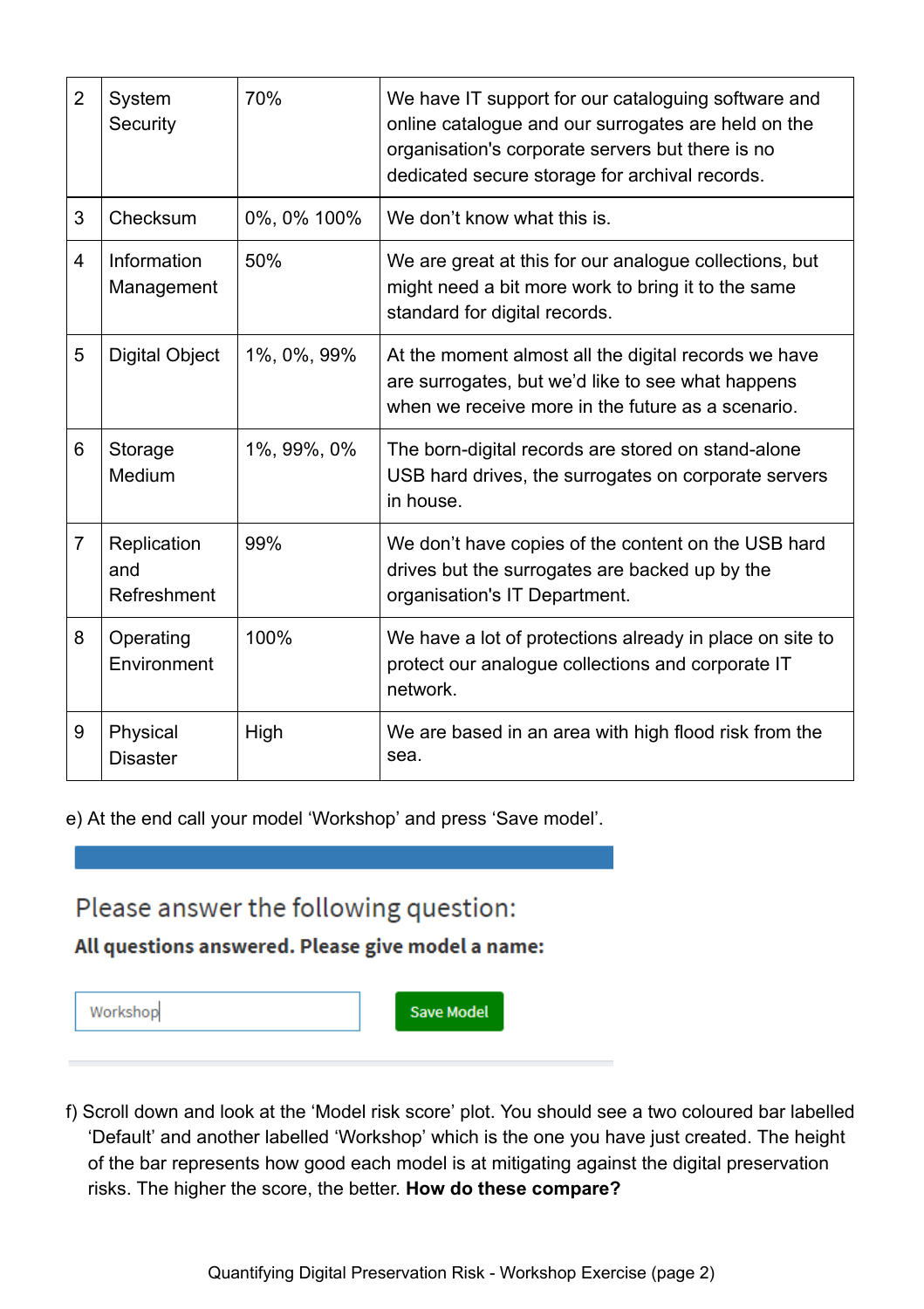| 2 | System Security | 70% | We have IT support for our cataloguing software and online catalogue and our surrogates are held on the organisation's corporate servers but there is no dedicated secure storage for archival records. |
|---|---|---|---|
| 3 | Checksum | 0%, 0% 100% | We don't know what this is. |
| 4 | Information Management | 50% | We are great at this for our analogue collections, but might need a bit more work to bring it to the same standard for digital records. |
| 5 | Digital Object | 1%, 0%, 99% | At the moment almost all the digital records we have are surrogates, but we'd like to see what happens when we receive more in the future as a scenario. |
| 6 | Storage Medium | 1%, 99%, 0% | The born-digital records are stored on stand-alone USB hard drives, the surrogates on corporate servers in house. |
| 7 | Replication and Refreshment | 99% | We don't have copies of the content on the USB hard drives but the surrogates are backed up by the organisation's IT Department. |
| 8 | Operating Environment | 100% | We have a lot of protections already in place on site to protect our analogue collections and corporate IT network. |
| 9 | Physical Disaster | High | We are based in an area with high flood risk from the sea. |

e) At the end call your model 'Workshop' and press 'Save model'.

Please answer the following question:

**All questions answered. Please give model a name:**

Workshop

Save Model

f) Scroll down and look at the 'Model risk score' plot. You should see a two coloured bar labelled 'Default' and another labelled 'Workshop' which is the one you have just created. The height of the bar represents how good each model is at mitigating against the digital preservation risks. The higher the score, the better. **How do these compare?**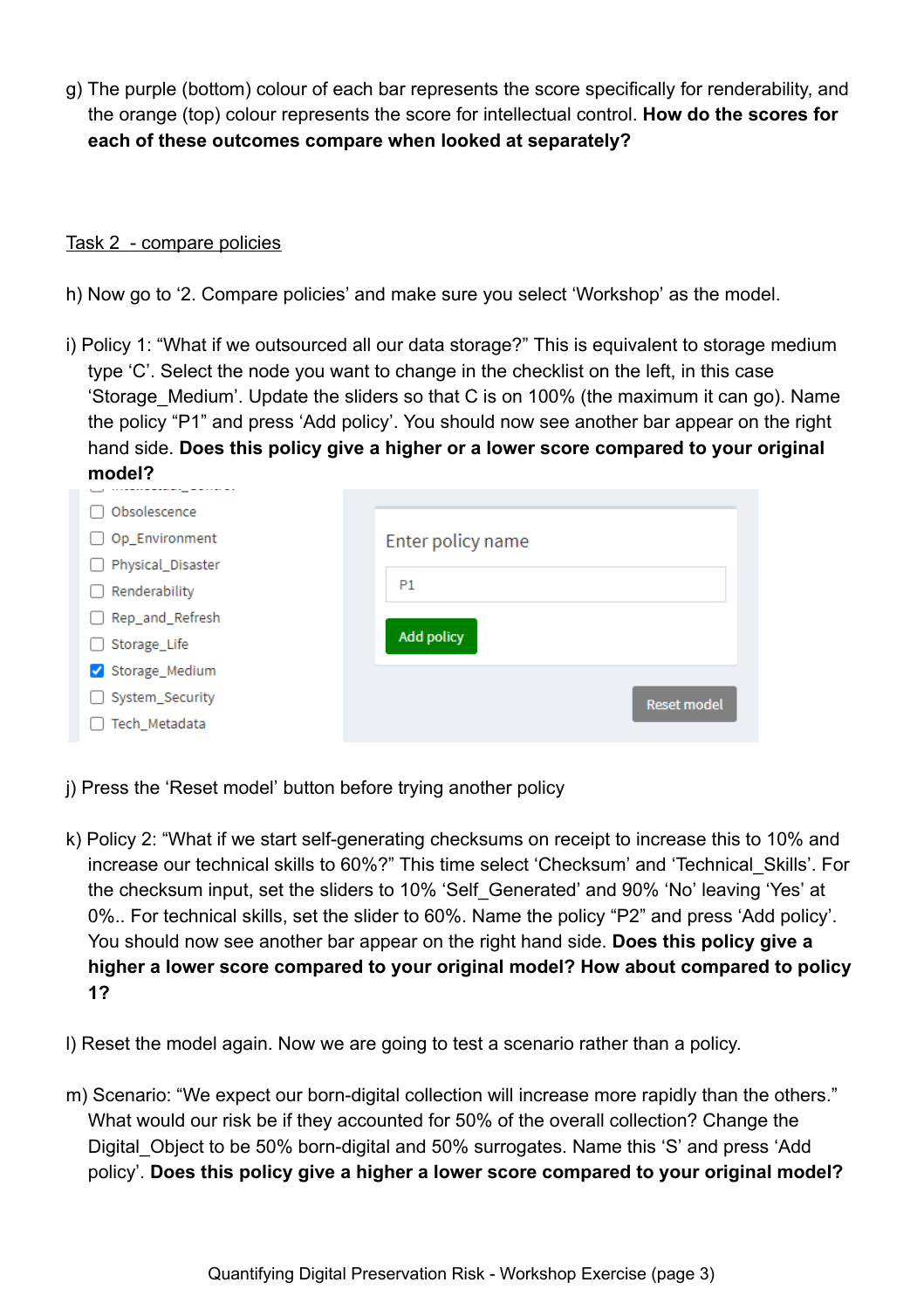g) The purple (bottom) colour of each bar represents the score specifically for renderability, and the orange (top) colour represents the score for intellectual control. **How do the scores for each of these outcomes compare when looked at separately?**

Task 2 - compare policies

h) Now go to '2. Compare policies' and make sure you select 'Workshop' as the model.

i) Policy 1: "What if we outsourced all our data storage?" This is equivalent to storage medium type 'C'. Select the node you want to change in the checklist on the left, in this case 'Storage_Medium'. Update the sliders so that C is on 100% (the maximum it can go). Name the policy "P1" and press 'Add policy'. You should now see another bar appear on the right hand side. **Does this policy give a higher or a lower score compared to your original model?**

- [ ] Obsolescence
- [ ] Op_Environment
- [ ] Physical_Disaster
- [ ] Renderability
- [ ] Rep_and_Refresh
- [ ] Storage_Life
- [x] Storage_Medium
- [ ] System_Security
- [ ] Tech_Metadata

Enter policy name

P1

Add policy

Reset model

j) Press the 'Reset model' button before trying another policy

k) Policy 2: "What if we start self-generating checksums on receipt to increase this to 10% and increase our technical skills to 60%?" This time select 'Checksum' and 'Technical_Skills'. For the checksum input, set the sliders to 10% 'Self_Generated' and 90% 'No' leaving 'Yes' at 0%.. For technical skills, set the slider to 60%. Name the policy "P2" and press 'Add policy'. You should now see another bar appear on the right hand side. **Does this policy give a higher a lower score compared to your original model? How about compared to policy 1?**

l) Reset the model again. Now we are going to test a scenario rather than a policy.

m) Scenario: "We expect our born-digital collection will increase more rapidly than the others." What would our risk be if they accounted for 50% of the overall collection? Change the Digital_Object to be 50% born-digital and 50% surrogates. Name this 'S' and press 'Add policy'. **Does this policy give a higher a lower score compared to your original model?**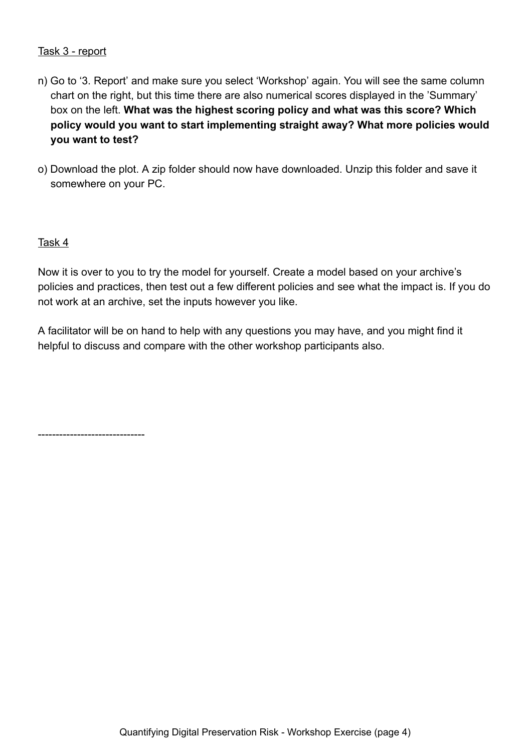<u>Task 3 - report</u>

n) Go to '3. Report' and make sure you select 'Workshop' again. You will see the same column chart on the right, but this time there are also numerical scores displayed in the 'Summary' box on the left. **What was the highest scoring policy and what was this score? Which policy would you want to start implementing straight away? What more policies would you want to test?**

o) Download the plot. A zip folder should now have downloaded. Unzip this folder and save it somewhere on your PC.

<u>Task 4</u>

Now it is over to you to try the model for yourself. Create a model based on your archive's policies and practices, then test out a few different policies and see what the impact is. If you do not work at an archive, set the inputs however you like.

A facilitator will be on hand to help with any questions you may have, and you might find it helpful to discuss and compare with the other workshop participants also.

-----------------------------